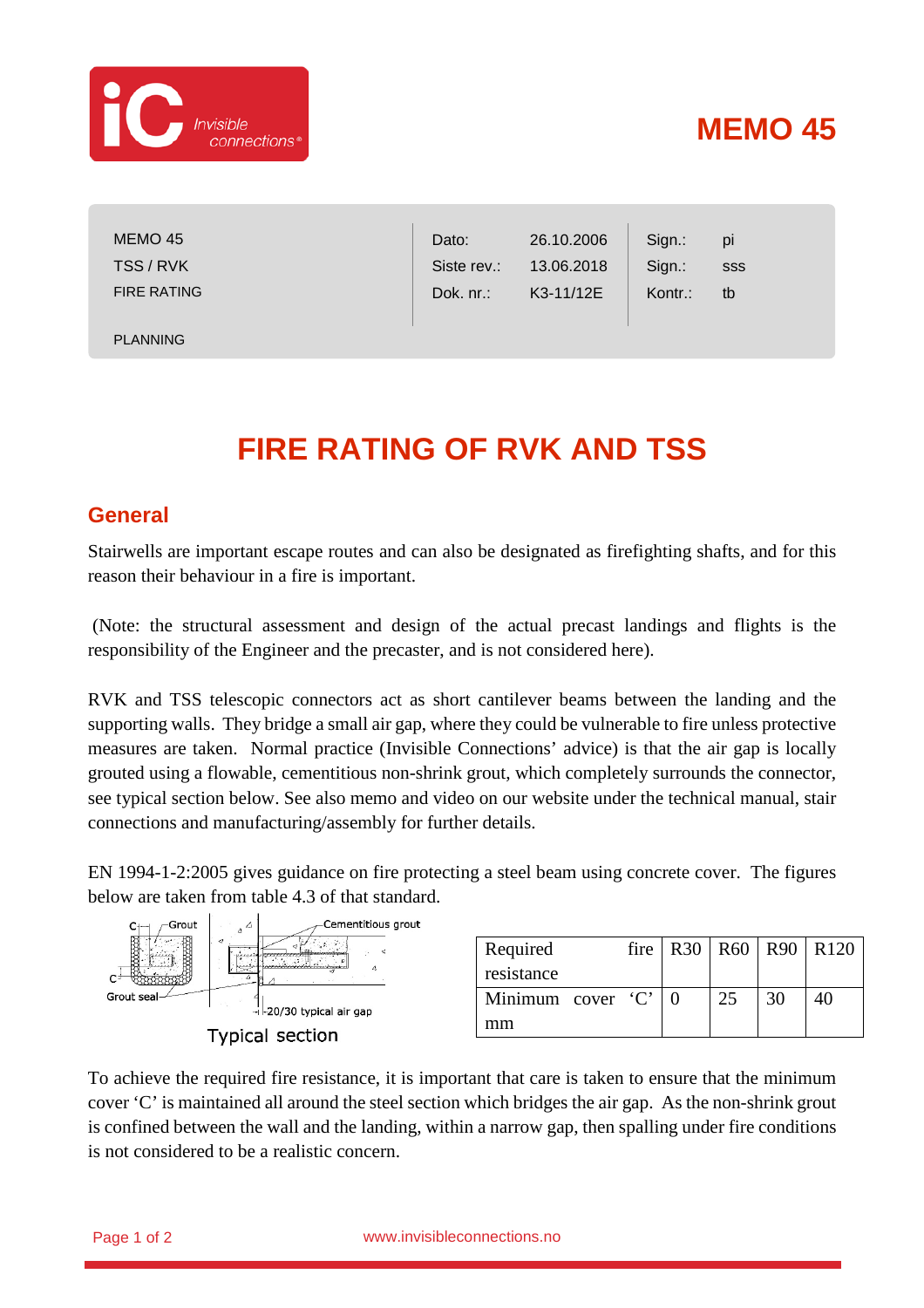# MEMO 45

| MEMO 45 | Dato: | 26.10.2006 | Sign.: | pi |
|---|---|---|---|---|
| TSS / RVK | Siste rev.: | 13.06.2018 | Sign.: | sss |
| FIRE RATING | Dok. nr.: | K3-11/12E | Kontr.: | tb |
| PLANNING | | | | |

# FIRE RATING OF RVK AND TSS

## General

Stairwells are important escape routes and can also be designated as firefighting shafts, and for this reason their behaviour in a fire is important.

(Note: the structural assessment and design of the actual precast landings and flights is the responsibility of the Engineer and the precaster, and is not considered here).

RVK and TSS telescopic connectors act as short cantilever beams between the landing and the supporting walls. They bridge a small air gap, where they could be vulnerable to fire unless protective measures are taken. Normal practice (Invisible Connections' advice) is that the air gap is locally grouted using a flowable, cementitious non-shrink grout, which completely surrounds the connector, see typical section below. See also memo and video on our website under the technical manual, stair connections and manufacturing/assembly for further details.

EN 1994-1-2:2005 gives guidance on fire protecting a steel beam using concrete cover. The figures below are taken from table 4.3 of that standard.

C Grout C Grout seal Cementitious grout 20/30 typical air gap

Typical section

| Required fire resistance | R30 | R60 | R90 | R120 |
|---|---|---|---|---|
| Minimum cover 'C' mm | 0 | 25 | 30 | 40 |

To achieve the required fire resistance, it is important that care is taken to ensure that the minimum cover 'C' is maintained all around the steel section which bridges the air gap. As the non-shrink grout is confined between the wall and the landing, within a narrow gap, then spalling under fire conditions is not considered to be a realistic concern.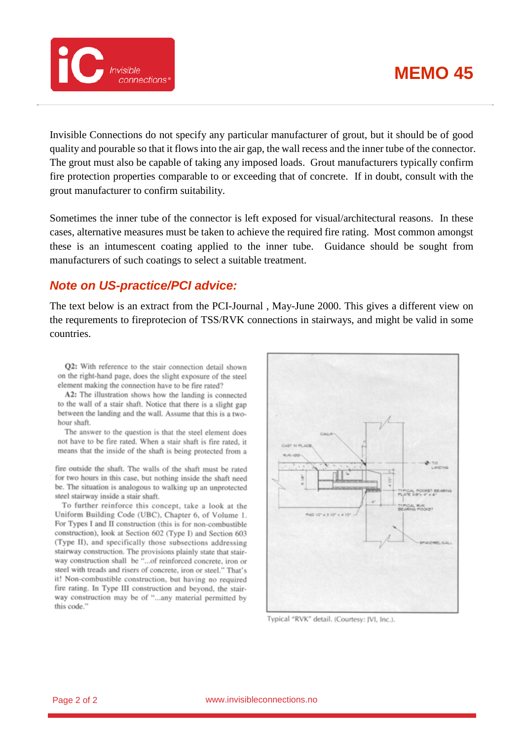Invisible Connections do not specify any particular manufacturer of grout, but it should be of good quality and pourable so that it flows into the air gap, the wall recess and the inner tube of the connector. The grout must also be capable of taking any imposed loads. Grout manufacturers typically confirm fire protection properties comparable to or exceeding that of concrete. If in doubt, consult with the grout manufacturer to confirm suitability.

Sometimes the inner tube of the connector is left exposed for visual/architectural reasons. In these cases, alternative measures must be taken to achieve the required fire rating. Most common amongst these is an intumescent coating applied to the inner tube. Guidance should be sought from manufacturers of such coatings to select a suitable treatment.

## *Note on US-practice/PCI advice:*

The text below is an extract from the PCI-Journal , May-June 2000. This gives a different view on the requrements to fireprotecion of TSS/RVK connections in stairways, and might be valid in some countries.

**Q2:** With reference to the stair connection detail shown on the right-hand page, does the slight exposure of the steel element making the connection have to be fire rated?

**A2:** The illustration shows how the landing is connected to the wall of a stair shaft. Notice that there is a slight gap between the landing and the wall. Assume that this is a two-hour shaft.

The answer to the question is that the steel element does not have to be fire rated. When a stair shaft is fire rated, it means that the inside of the shaft is being protected from a fire outside the shaft. The walls of the shaft must be rated for two hours in this case, but nothing inside the shaft need be. The situation is analogous to walking up an unprotected steel stairway inside a stair shaft.

To further reinforce this concept, take a look at the Uniform Building Code (UBC), Chapter 6, of Volume 1. For Types I and II construction (this is for non-combustible construction), look at Section 602 (Type I) and Section 603 (Type II), and specifically those subsections addressing stairway construction. The provisions plainly state that stairway construction shall be "...of reinforced concrete, iron or steel with treads and risers of concrete, iron or steel." That's it! Non-combustible construction, but having no required fire rating. In Type III construction and beyond, the stairway construction may be of "...any material permitted by this code."

CALK
CAST IN PLACE
RVK-100
TO LANDING
TYPICAL POCKET BEARING PLATE 3/8" x 4" x 6"
TYPICAL RVK BEARING POCKET
PAD 1/2" x 3 1/2" x 4 1/2"
SPANDREL WALL

Typical "RVK" detail. (Courtesy: JVI, Inc.).